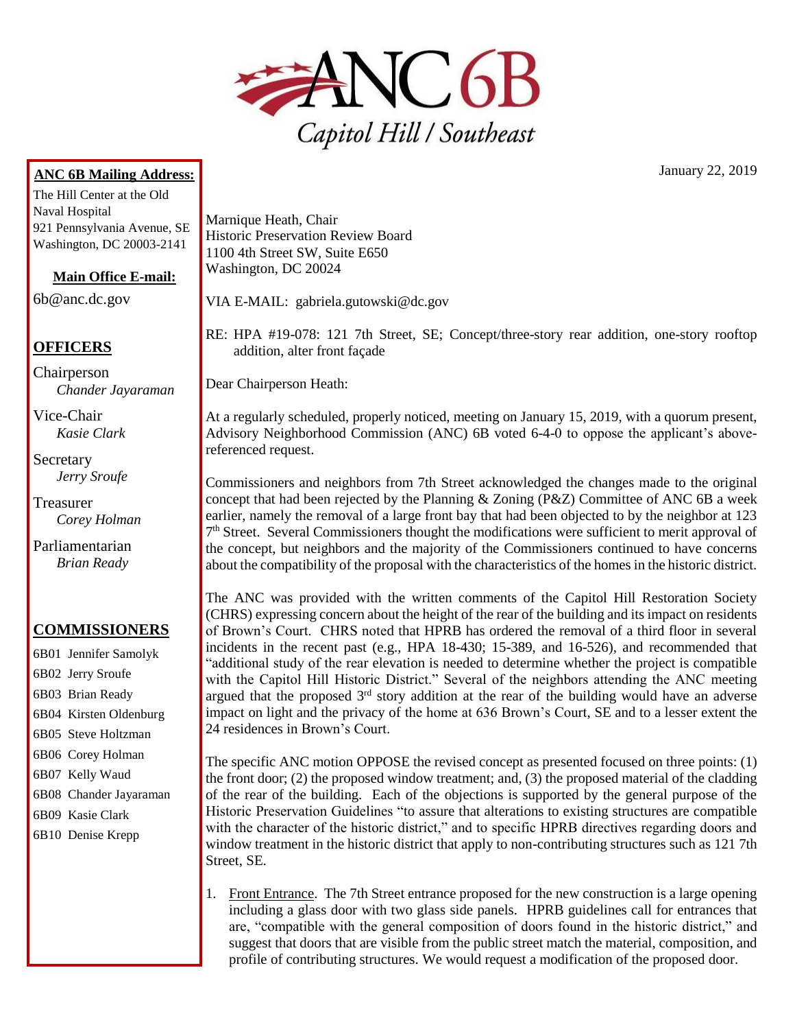# ANC 6B

*Capitol Hill / Southeast*

**ANC 6B Mailing Address:**

The Hill Center at the Old Naval Hospital
921 Pennsylvania Avenue, SE
Washington, DC 20003-2141

**Main Office E-mail:**

6b@anc.dc.gov

## OFFICERS

Chairperson
*Chander Jayaraman*

Vice-Chair
*Kasie Clark*

Secretary
*Jerry Sroufe*

Treasurer
*Corey Holman*

Parliamentarian
*Brian Ready*

## COMMISSIONERS

6B01 Jennifer Samolyk
6B02 Jerry Sroufe
6B03 Brian Ready
6B04 Kirsten Oldenburg
6B05 Steve Holtzman
6B06 Corey Holman
6B07 Kelly Waud
6B08 Chander Jayaraman
6B09 Kasie Clark
6B10 Denise Krepp

January 22, 2019

Marnique Heath, Chair
Historic Preservation Review Board
1100 4th Street SW, Suite E650
Washington, DC 20024

VIA E-MAIL: gabriela.gutowski@dc.gov

RE: HPA #19-078: 121 7th Street, SE; Concept/three-story rear addition, one-story rooftop addition, alter front façade

Dear Chairperson Heath:

At a regularly scheduled, properly noticed, meeting on January 15, 2019, with a quorum present, Advisory Neighborhood Commission (ANC) 6B voted 6-4-0 to oppose the applicant's above-referenced request.

Commissioners and neighbors from 7th Street acknowledged the changes made to the original concept that had been rejected by the Planning & Zoning (P&Z) Committee of ANC 6B a week earlier, namely the removal of a large front bay that had been objected to by the neighbor at 123 7th Street. Several Commissioners thought the modifications were sufficient to merit approval of the concept, but neighbors and the majority of the Commissioners continued to have concerns about the compatibility of the proposal with the characteristics of the homes in the historic district.

The ANC was provided with the written comments of the Capitol Hill Restoration Society (CHRS) expressing concern about the height of the rear of the building and its impact on residents of Brown's Court. CHRS noted that HPRB has ordered the removal of a third floor in several incidents in the recent past (e.g., HPA 18-430; 15-389, and 16-526), and recommended that "additional study of the rear elevation is needed to determine whether the project is compatible with the Capitol Hill Historic District." Several of the neighbors attending the ANC meeting argued that the proposed 3rd story addition at the rear of the building would have an adverse impact on light and the privacy of the home at 636 Brown's Court, SE and to a lesser extent the 24 residences in Brown's Court.

The specific ANC motion OPPOSE the revised concept as presented focused on three points: (1) the front door; (2) the proposed window treatment; and, (3) the proposed material of the cladding of the rear of the building. Each of the objections is supported by the general purpose of the Historic Preservation Guidelines "to assure that alterations to existing structures are compatible with the character of the historic district," and to specific HPRB directives regarding doors and window treatment in the historic district that apply to non-contributing structures such as 121 7th Street, SE.

1. Front Entrance. The 7th Street entrance proposed for the new construction is a large opening including a glass door with two glass side panels. HPRB guidelines call for entrances that are, "compatible with the general composition of doors found in the historic district," and suggest that doors that are visible from the public street match the material, composition, and profile of contributing structures. We would request a modification of the proposed door.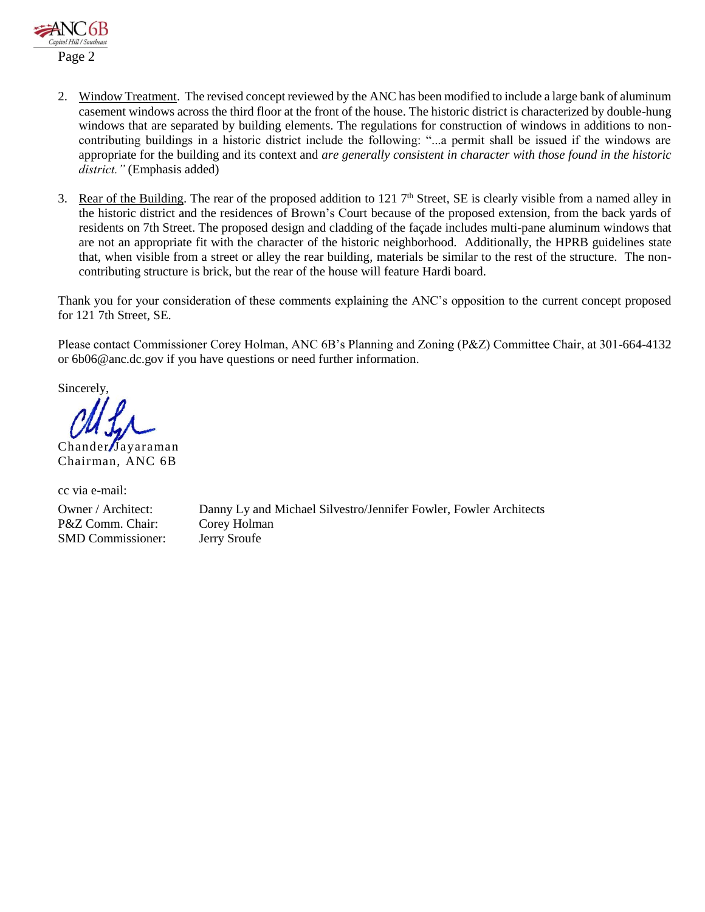2. Window Treatment. The revised concept reviewed by the ANC has been modified to include a large bank of aluminum casement windows across the third floor at the front of the house. The historic district is characterized by double-hung windows that are separated by building elements. The regulations for construction of windows in additions to non-contributing buildings in a historic district include the following: "...a permit shall be issued if the windows are appropriate for the building and its context and *are generally consistent in character with those found in the historic district."* (Emphasis added)

3. Rear of the Building. The rear of the proposed addition to 121 7th Street, SE is clearly visible from a named alley in the historic district and the residences of Brown's Court because of the proposed extension, from the back yards of residents on 7th Street. The proposed design and cladding of the façade includes multi-pane aluminum windows that are not an appropriate fit with the character of the historic neighborhood. Additionally, the HPRB guidelines state that, when visible from a street or alley the rear building, materials be similar to the rest of the structure. The non-contributing structure is brick, but the rear of the house will feature Hardi board.

Thank you for your consideration of these comments explaining the ANC's opposition to the current concept proposed for 121 7th Street, SE.

Please contact Commissioner Corey Holman, ANC 6B's Planning and Zoning (P&Z) Committee Chair, at 301-664-4132 or 6b06@anc.dc.gov if you have questions or need further information.

Sincerely,

Chander Jayaraman
Chairman, ANC 6B

cc via e-mail:

| | |
|---|---|
| Owner / Architect: | Danny Ly and Michael Silvestro/Jennifer Fowler, Fowler Architects |
| P&Z Comm. Chair: | Corey Holman |
| SMD Commissioner: | Jerry Sroufe |